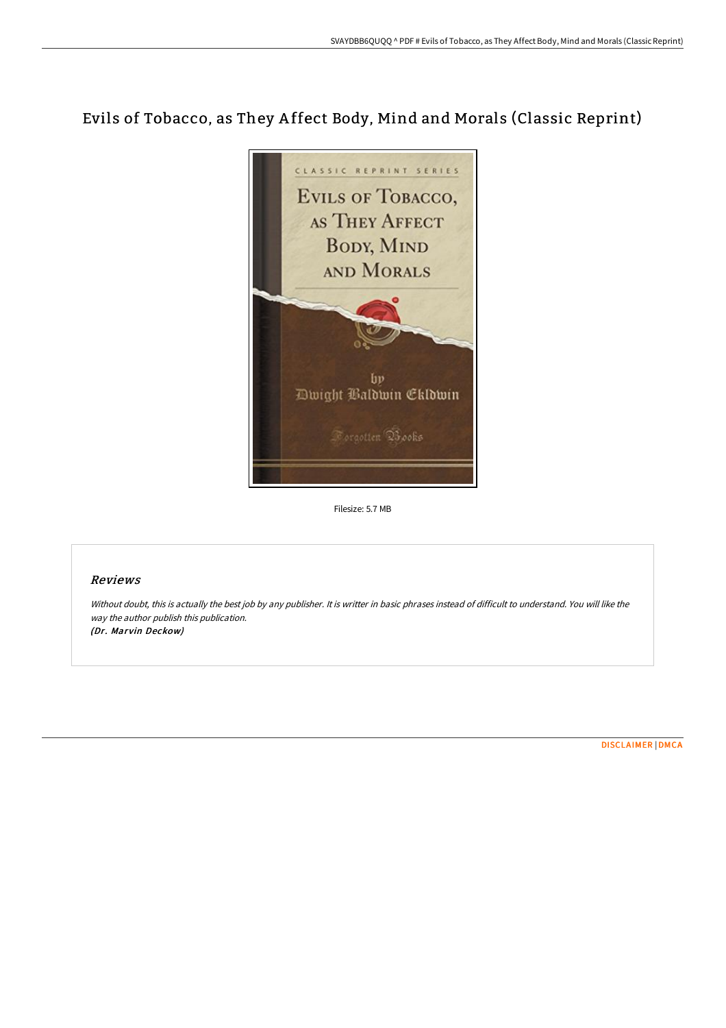# Evils of Tobacco, as They Affect Body, Mind and Morals (Classic Reprint)

Filesize: 5.7 MB

## Reviews

*Without doubt, this is actually the best job by any publisher. It is writter in basic phrases instead of difficult to understand. You will like the way the author publish this publication.*
***(Dr. Marvin Deckow)***

DISCLAIMER | DMCA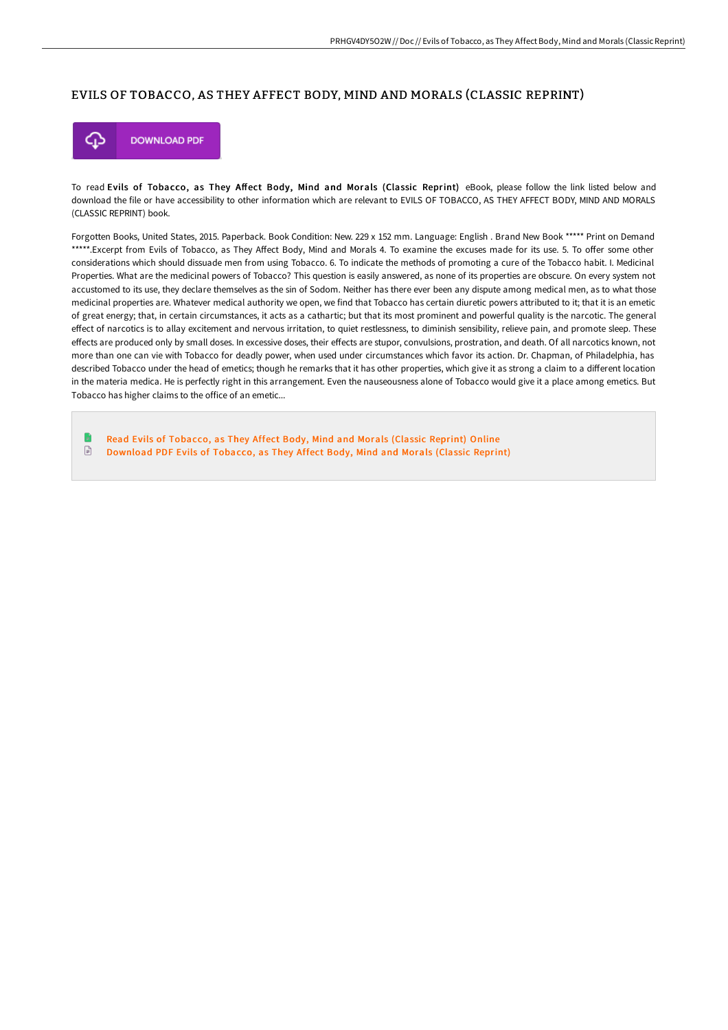# EVILS OF TOBACCO, AS THEY AFFECT BODY, MIND AND MORALS (CLASSIC REPRINT)

DOWNLOAD PDF

To read **Evils of Tobacco, as They Affect Body, Mind and Morals (Classic Reprint)** eBook, please follow the link listed below and download the file or have accessibility to other information which are relevant to EVILS OF TOBACCO, AS THEY AFFECT BODY, MIND AND MORALS (CLASSIC REPRINT) book.

Forgotten Books, United States, 2015. Paperback. Book Condition: New. 229 x 152 mm. Language: English . Brand New Book ***** Print on Demand *****.Excerpt from Evils of Tobacco, as They Affect Body, Mind and Morals 4. To examine the excuses made for its use. 5. To offer some other considerations which should dissuade men from using Tobacco. 6. To indicate the methods of promoting a cure of the Tobacco habit. I. Medicinal Properties. What are the medicinal powers of Tobacco? This question is easily answered, as none of its properties are obscure. On every system not accustomed to its use, they declare themselves as the sin of Sodom. Neither has there ever been any dispute among medical men, as to what those medicinal properties are. Whatever medical authority we open, we find that Tobacco has certain diuretic powers attributed to it; that it is an emetic of great energy; that, in certain circumstances, it acts as a cathartic; but that its most prominent and powerful quality is the narcotic. The general effect of narcotics is to allay excitement and nervous irritation, to quiet restlessness, to diminish sensibility, relieve pain, and promote sleep. These effects are produced only by small doses. In excessive doses, their effects are stupor, convulsions, prostration, and death. Of all narcotics known, not more than one can vie with Tobacco for deadly power, when used under circumstances which favor its action. Dr. Chapman, of Philadelphia, has described Tobacco under the head of emetics; though he remarks that it has other properties, which give it as strong a claim to a different location in the materia medica. He is perfectly right in this arrangement. Even the nauseousness alone of Tobacco would give it a place among emetics. But Tobacco has higher claims to the office of an emetic...

- Read Evils of Tobacco, as They Affect Body, Mind and Morals (Classic Reprint) Online
- Download PDF Evils of Tobacco, as They Affect Body, Mind and Morals (Classic Reprint)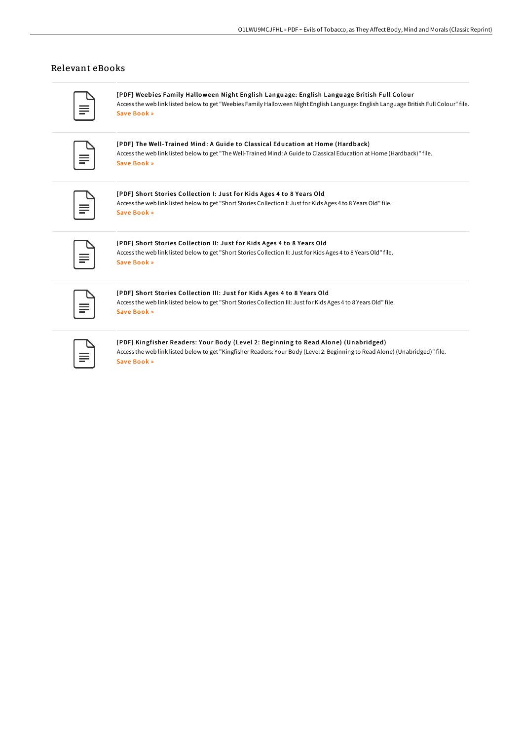## Relevant eBooks

**[PDF] Weebies Family Halloween Night English Language: English Language British Full Colour**
Access the web link listed below to get "Weebies Family Halloween Night English Language: English Language British Full Colour" file.
Save Book »

**[PDF] The Well-Trained Mind: A Guide to Classical Education at Home (Hardback)**
Access the web link listed below to get "The Well-Trained Mind: A Guide to Classical Education at Home (Hardback)" file.
Save Book »

**[PDF] Short Stories Collection I: Just for Kids Ages 4 to 8 Years Old**
Access the web link listed below to get "Short Stories Collection I: Just for Kids Ages 4 to 8 Years Old" file.
Save Book »

**[PDF] Short Stories Collection II: Just for Kids Ages 4 to 8 Years Old**
Access the web link listed below to get "Short Stories Collection II: Just for Kids Ages 4 to 8 Years Old" file.
Save Book »

**[PDF] Short Stories Collection III: Just for Kids Ages 4 to 8 Years Old**
Access the web link listed below to get "Short Stories Collection III: Just for Kids Ages 4 to 8 Years Old" file.
Save Book »

**[PDF] Kingfisher Readers: Your Body (Level 2: Beginning to Read Alone) (Unabridged)**
Access the web link listed below to get "Kingfisher Readers: Your Body (Level 2: Beginning to Read Alone) (Unabridged)" file.
Save Book »